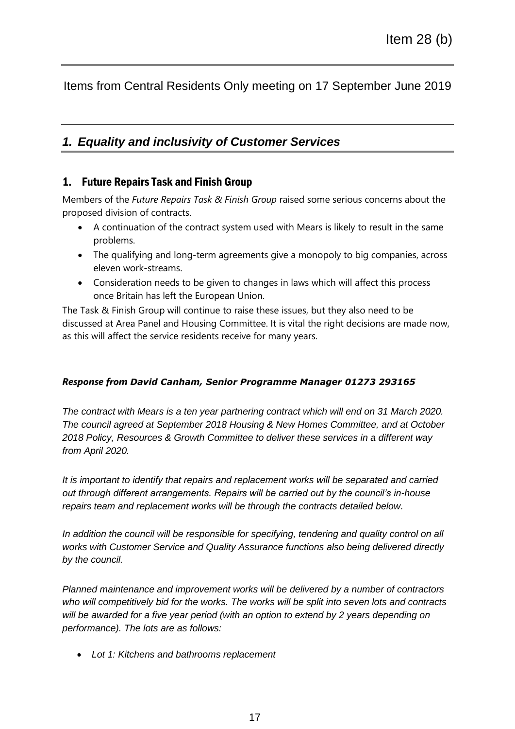Item 28 (b)

Items from Central Residents Only meeting on 17 September June 2019

## *1. Equality and inclusivity of Customer Services*

### 1. Future Repairs Task and Finish Group

Members of the *Future Repairs Task & Finish Group* raised some serious concerns about the proposed division of contracts.

- A continuation of the contract system used with Mears is likely to result in the same problems.
- The qualifying and long-term agreements give a monopoly to big companies, across eleven work-streams.
- Consideration needs to be given to changes in laws which will affect this process once Britain has left the European Union.

The Task & Finish Group will continue to raise these issues, but they also need to be discussed at Area Panel and Housing Committee. It is vital the right decisions are made now, as this will affect the service residents receive for many years.

***Response from David Canham, Senior Programme Manager 01273 293165***

*The contract with Mears is a ten year partnering contract which will end on 31 March 2020. The council agreed at September 2018 Housing & New Homes Committee, and at October 2018 Policy, Resources & Growth Committee to deliver these services in a different way from April 2020.*

*It is important to identify that repairs and replacement works will be separated and carried out through different arrangements. Repairs will be carried out by the council's in-house repairs team and replacement works will be through the contracts detailed below.*

*In addition the council will be responsible for specifying, tendering and quality control on all works with Customer Service and Quality Assurance functions also being delivered directly by the council.*

*Planned maintenance and improvement works will be delivered by a number of contractors who will competitively bid for the works. The works will be split into seven lots and contracts will be awarded for a five year period (with an option to extend by 2 years depending on performance). The lots are as follows:*

- *Lot 1: Kitchens and bathrooms replacement*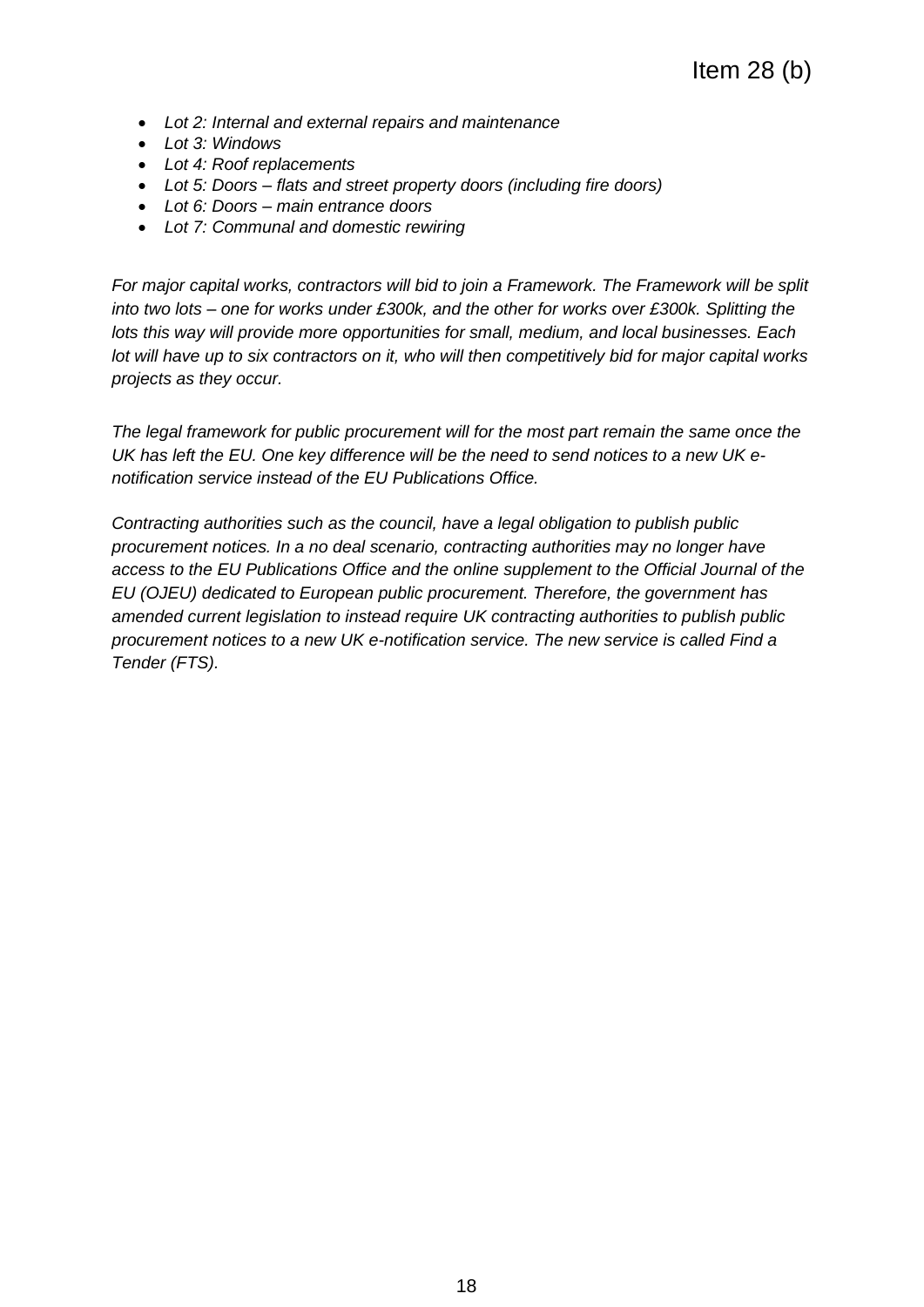- *Lot 2: Internal and external repairs and maintenance*
- *Lot 3: Windows*
- *Lot 4: Roof replacements*
- *Lot 5: Doors – flats and street property doors (including fire doors)*
- *Lot 6: Doors – main entrance doors*
- *Lot 7: Communal and domestic rewiring*

*For major capital works, contractors will bid to join a Framework. The Framework will be split into two lots – one for works under £300k, and the other for works over £300k. Splitting the lots this way will provide more opportunities for small, medium, and local businesses. Each lot will have up to six contractors on it, who will then competitively bid for major capital works projects as they occur.*

*The legal framework for public procurement will for the most part remain the same once the UK has left the EU. One key difference will be the need to send notices to a new UK e-notification service instead of the EU Publications Office.*

*Contracting authorities such as the council, have a legal obligation to publish public procurement notices. In a no deal scenario, contracting authorities may no longer have access to the EU Publications Office and the online supplement to the Official Journal of the EU (OJEU) dedicated to European public procurement. Therefore, the government has amended current legislation to instead require UK contracting authorities to publish public procurement notices to a new UK e-notification service. The new service is called Find a Tender (FTS).*